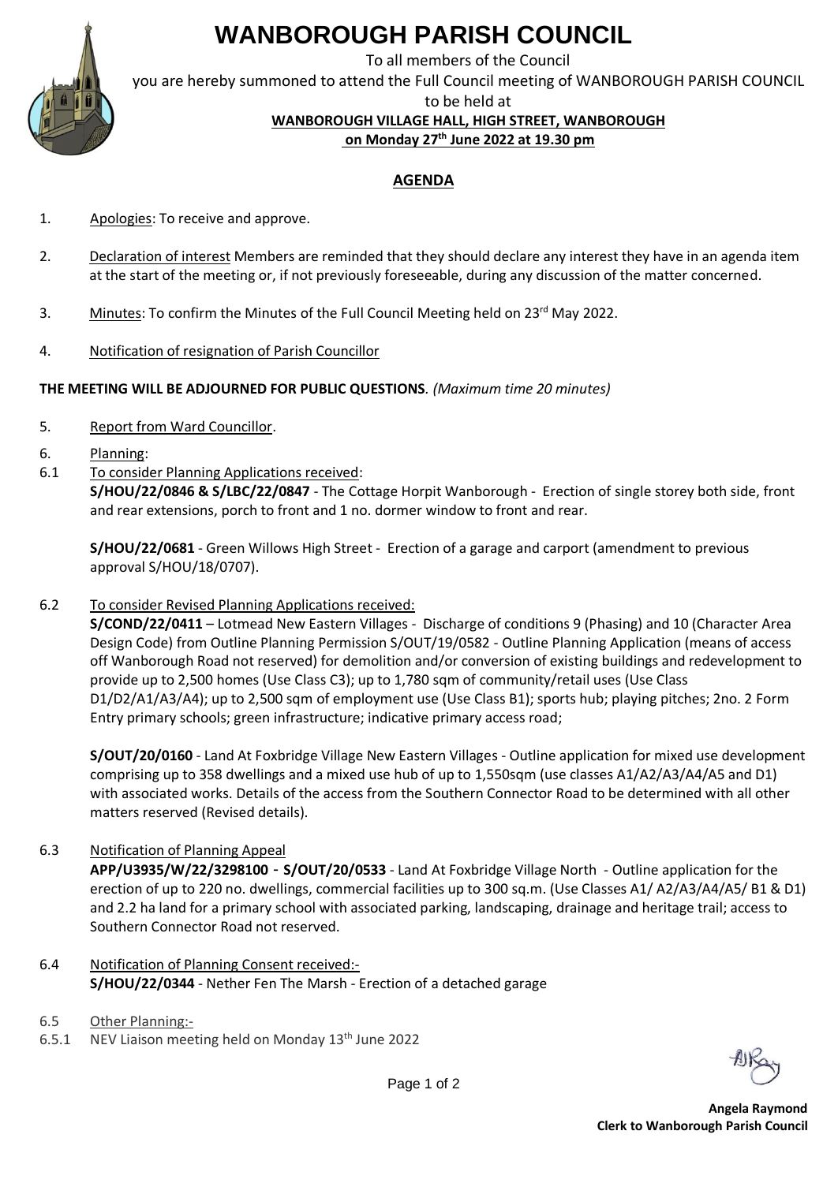# WANBOROUGH PARISH COUNCIL

To all members of the Council

you are hereby summoned to attend the Full Council meeting of WANBOROUGH PARISH COUNCIL

to be held at

**WANBOROUGH VILLAGE HALL, HIGH STREET, WANBOROUGH**

**on Monday 27th June 2022 at 19.30 pm**

## AGENDA

1. Apologies: To receive and approve.

2. Declaration of interest Members are reminded that they should declare any interest they have in an agenda item at the start of the meeting or, if not previously foreseeable, during any discussion of the matter concerned.

3. Minutes: To confirm the Minutes of the Full Council Meeting held on 23rd May 2022.

4. Notification of resignation of Parish Councillor

**THE MEETING WILL BE ADJOURNED FOR PUBLIC QUESTIONS***. (Maximum time 20 minutes)*

5. Report from Ward Councillor.

6. Planning:

6.1 To consider Planning Applications received:

**S/HOU/22/0846 & S/LBC/22/0847** - The Cottage Horpit Wanborough - Erection of single storey both side, front and rear extensions, porch to front and 1 no. dormer window to front and rear.

**S/HOU/22/0681** - Green Willows High Street - Erection of a garage and carport (amendment to previous approval S/HOU/18/0707).

6.2 To consider Revised Planning Applications received:

**S/COND/22/0411** – Lotmead New Eastern Villages - Discharge of conditions 9 (Phasing) and 10 (Character Area Design Code) from Outline Planning Permission S/OUT/19/0582 - Outline Planning Application (means of access off Wanborough Road not reserved) for demolition and/or conversion of existing buildings and redevelopment to provide up to 2,500 homes (Use Class C3); up to 1,780 sqm of community/retail uses (Use Class D1/D2/A1/A3/A4); up to 2,500 sqm of employment use (Use Class B1); sports hub; playing pitches; 2no. 2 Form Entry primary schools; green infrastructure; indicative primary access road;

**S/OUT/20/0160** - Land At Foxbridge Village New Eastern Villages - Outline application for mixed use development comprising up to 358 dwellings and a mixed use hub of up to 1,550sqm (use classes A1/A2/A3/A4/A5 and D1) with associated works. Details of the access from the Southern Connector Road to be determined with all other matters reserved (Revised details).

6.3 Notification of Planning Appeal

**APP/U3935/W/22/3298100 - S/OUT/20/0533** - Land At Foxbridge Village North - Outline application for the erection of up to 220 no. dwellings, commercial facilities up to 300 sq.m. (Use Classes A1/ A2/A3/A4/A5/ B1 & D1) and 2.2 ha land for a primary school with associated parking, landscaping, drainage and heritage trail; access to Southern Connector Road not reserved.

6.4 Notification of Planning Consent received:-

**S/HOU/22/0344** - Nether Fen The Marsh - Erection of a detached garage

6.5 Other Planning:-

6.5.1 NEV Liaison meeting held on Monday 13th June 2022

**Angela Raymond**
**Clerk to Wanborough Parish Council**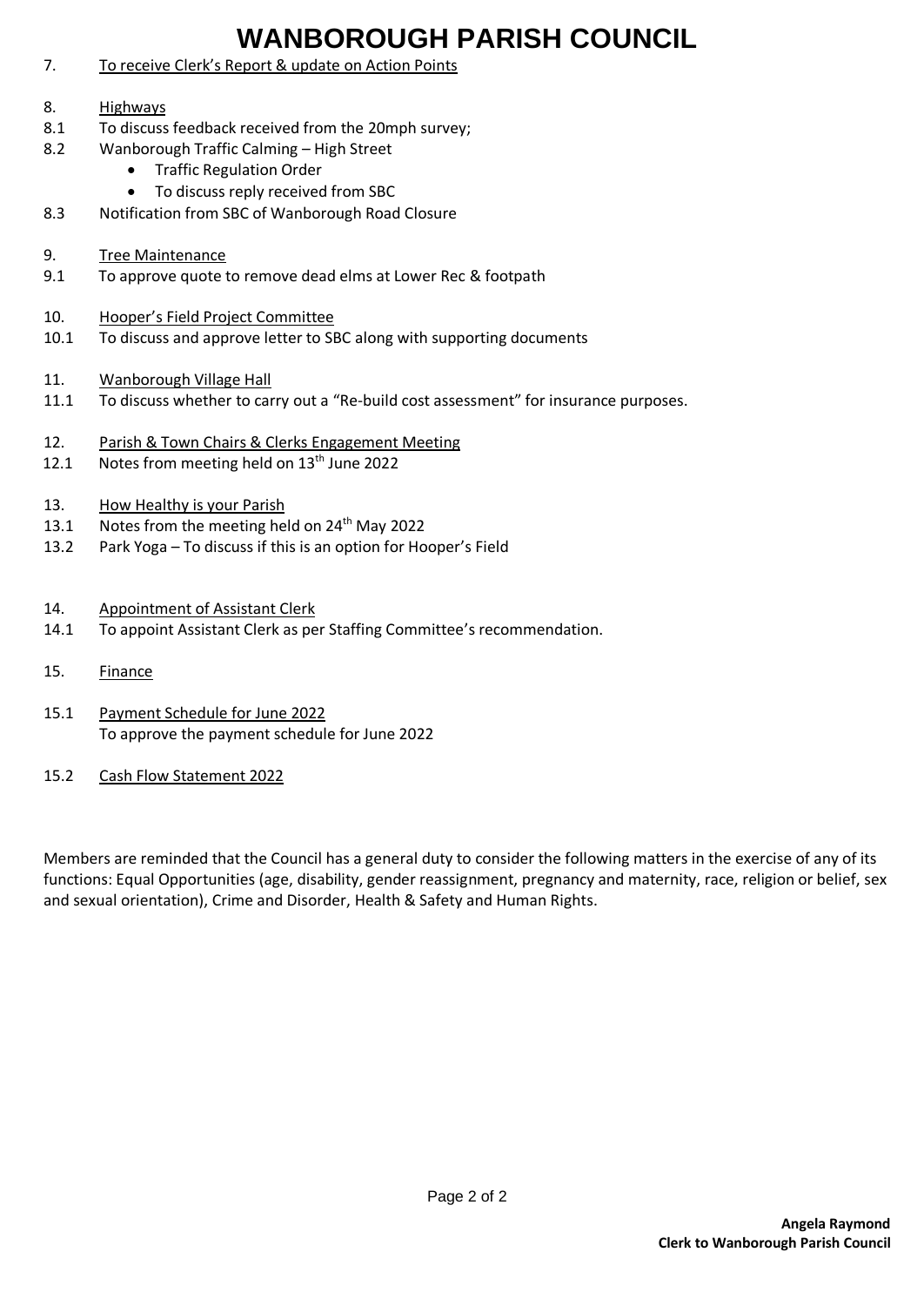# WANBOROUGH PARISH COUNCIL

7. To receive Clerk's Report & update on Action Points

8. Highways

8.1 To discuss feedback received from the 20mph survey;

8.2 Wanborough Traffic Calming – High Street

- Traffic Regulation Order
- To discuss reply received from SBC

8.3 Notification from SBC of Wanborough Road Closure

9. Tree Maintenance

9.1 To approve quote to remove dead elms at Lower Rec & footpath

10. Hooper's Field Project Committee

10.1 To discuss and approve letter to SBC along with supporting documents

11. Wanborough Village Hall

11.1 To discuss whether to carry out a "Re-build cost assessment" for insurance purposes.

12. Parish & Town Chairs & Clerks Engagement Meeting

12.1 Notes from meeting held on 13th June 2022

13. How Healthy is your Parish

13.1 Notes from the meeting held on 24th May 2022

13.2 Park Yoga – To discuss if this is an option for Hooper's Field

14. Appointment of Assistant Clerk

14.1 To appoint Assistant Clerk as per Staffing Committee's recommendation.

15. Finance

15.1 Payment Schedule for June 2022
To approve the payment schedule for June 2022

15.2 Cash Flow Statement 2022

Members are reminded that the Council has a general duty to consider the following matters in the exercise of any of its functions: Equal Opportunities (age, disability, gender reassignment, pregnancy and maternity, race, religion or belief, sex and sexual orientation), Crime and Disorder, Health & Safety and Human Rights.

**Angela Raymond**
**Clerk to Wanborough Parish Council**